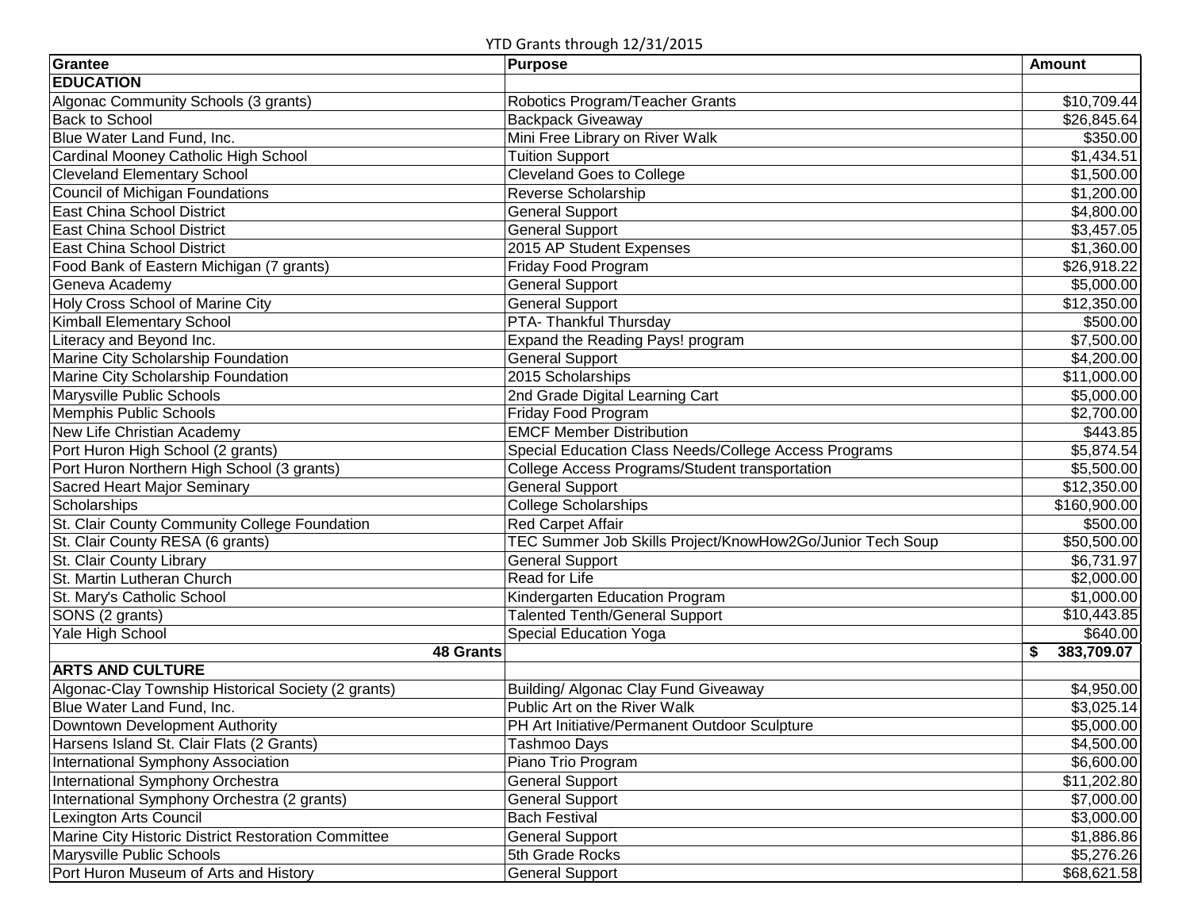YTD Grants through 12/31/2015

| Grantee | Purpose | Amount |
|---|---|---|
| **EDUCATION** | | |
| Algonac Community Schools (3 grants) | Robotics Program/Teacher Grants | $10,709.44 |
| Back to School | Backpack Giveaway | $26,845.64 |
| Blue Water Land Fund, Inc. | Mini Free Library on River Walk | $350.00 |
| Cardinal Mooney Catholic High School | Tuition Support | $1,434.51 |
| Cleveland Elementary School | Cleveland Goes to College | $1,500.00 |
| Council of Michigan Foundations | Reverse Scholarship | $1,200.00 |
| East China School District | General Support | $4,800.00 |
| East China School District | General Support | $3,457.05 |
| East China School District | 2015 AP Student Expenses | $1,360.00 |
| Food Bank of Eastern Michigan (7 grants) | Friday Food Program | $26,918.22 |
| Geneva Academy | General Support | $5,000.00 |
| Holy Cross School of Marine City | General Support | $12,350.00 |
| Kimball Elementary School | PTA- Thankful Thursday | $500.00 |
| Literacy and Beyond Inc. | Expand the Reading Pays! program | $7,500.00 |
| Marine City Scholarship Foundation | General Support | $4,200.00 |
| Marine City Scholarship Foundation | 2015 Scholarships | $11,000.00 |
| Marysville Public Schools | 2nd Grade Digital Learning Cart | $5,000.00 |
| Memphis Public Schools | Friday Food Program | $2,700.00 |
| New Life Christian Academy | EMCF Member Distribution | $443.85 |
| Port Huron High School (2 grants) | Special Education Class Needs/College Access Programs | $5,874.54 |
| Port Huron Northern High School (3 grants) | College Access Programs/Student transportation | $5,500.00 |
| Sacred Heart Major Seminary | General Support | $12,350.00 |
| Scholarships | College Scholarships | $160,900.00 |
| St. Clair County Community College Foundation | Red Carpet Affair | $500.00 |
| St. Clair County RESA (6 grants) | TEC Summer Job Skills Project/KnowHow2Go/Junior Tech Soup | $50,500.00 |
| St. Clair County Library | General Support | $6,731.97 |
| St. Martin Lutheran Church | Read for Life | $2,000.00 |
| St. Mary's Catholic School | Kindergarten Education Program | $1,000.00 |
| SONS (2 grants) | Talented Tenth/General Support | $10,443.85 |
| Yale High School | Special Education Yoga | $640.00 |
| **48 Grants** | | **$ 383,709.07** |
| **ARTS AND CULTURE** | | |
| Algonac-Clay Township Historical Society (2 grants) | Building/ Algonac Clay Fund Giveaway | $4,950.00 |
| Blue Water Land Fund, Inc. | Public Art on the River Walk | $3,025.14 |
| Downtown Development Authority | PH Art Initiative/Permanent Outdoor Sculpture | $5,000.00 |
| Harsens Island St. Clair Flats (2 Grants) | Tashmoo Days | $4,500.00 |
| International Symphony Association | Piano Trio Program | $6,600.00 |
| International Symphony Orchestra | General Support | $11,202.80 |
| International Symphony Orchestra (2 grants) | General Support | $7,000.00 |
| Lexington Arts Council | Bach Festival | $3,000.00 |
| Marine City Historic District Restoration Committee | General Support | $1,886.86 |
| Marysville Public Schools | 5th Grade Rocks | $5,276.26 |
| Port Huron Museum of Arts and History | General Support | $68,621.58 |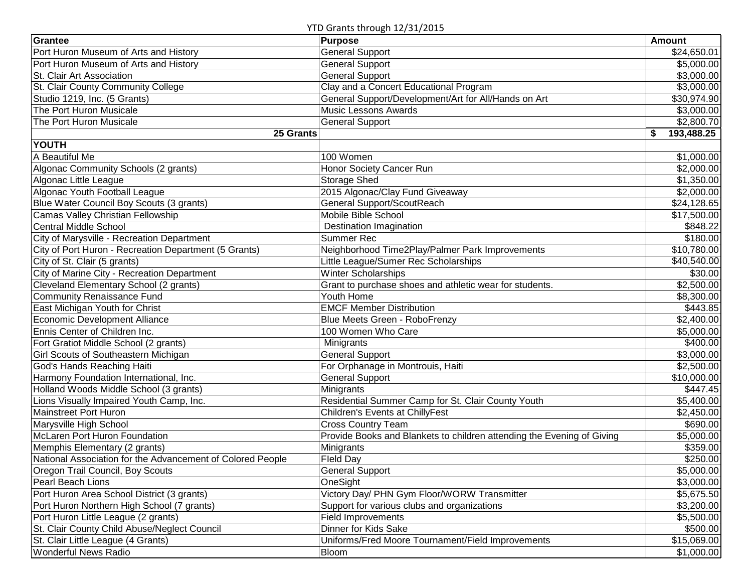YTD Grants through 12/31/2015

| Grantee | Purpose | Amount |
| --- | --- | --- |
| Port Huron Museum of Arts and History | General Support | $24,650.01 |
| Port Huron Museum of Arts and History | General Support | $5,000.00 |
| St. Clair Art Association | General Support | $3,000.00 |
| St. Clair County Community College | Clay and a Concert Educational Program | $3,000.00 |
| Studio 1219, Inc. (5 Grants) | General Support/Development/Art for All/Hands on Art | $30,974.90 |
| The Port Huron Musicale | Music Lessons Awards | $3,000.00 |
| The Port Huron Musicale | General Support | $2,800.70 |
| **25 Grants** | | **$ 193,488.25** |
| **YOUTH** | | |
| A Beautiful Me | 100 Women | $1,000.00 |
| Algonac Community Schools (2 grants) | Honor Society Cancer Run | $2,000.00 |
| Algonac Little League | Storage Shed | $1,350.00 |
| Algonac Youth Football League | 2015 Algonac/Clay Fund Giveaway | $2,000.00 |
| Blue Water Council Boy Scouts (3 grants) | General Support/ScoutReach | $24,128.65 |
| Camas Valley Christian Fellowship | Mobile Bible School | $17,500.00 |
| Central Middle School | Destination Imagination | $848.22 |
| City of Marysville - Recreation Department | Summer Rec | $180.00 |
| City of Port Huron - Recreation Department (5 Grants) | Neighborhood Time2Play/Palmer Park Improvements | $10,780.00 |
| City of St. Clair (5 grants) | Little League/Sumer Rec Scholarships | $40,540.00 |
| City of Marine City - Recreation Department | Winter Scholarships | $30.00 |
| Cleveland Elementary School (2 grants) | Grant to purchase shoes and athletic wear for students. | $2,500.00 |
| Community Renaissance Fund | Youth Home | $8,300.00 |
| East Michigan Youth for Christ | EMCF Member Distribution | $443.85 |
| Economic Development Alliance | Blue Meets Green - RoboFrenzy | $2,400.00 |
| Ennis Center of Children Inc. | 100 Women Who Care | $5,000.00 |
| Fort Gratiot Middle School (2 grants) | Minigrants | $400.00 |
| Girl Scouts of Southeastern Michigan | General Support | $3,000.00 |
| God's Hands Reaching Haiti | For Orphanage in Montrouis, Haiti | $2,500.00 |
| Harmony Foundation International, Inc. | General Support | $10,000.00 |
| Holland Woods Middle School (3 grants) | Minigrants | $447.45 |
| Lions Visually Impaired Youth Camp, Inc. | Residential Summer Camp for St. Clair County Youth | $5,400.00 |
| Mainstreet Port Huron | Children's Events at ChillyFest | $2,450.00 |
| Marysville High School | Cross Country Team | $690.00 |
| McLaren Port Huron Foundation | Provide Books and Blankets to children attending the Evening of Giving | $5,000.00 |
| Memphis Elementary (2 grants) | Minigrants | $359.00 |
| National Association for the Advancement of Colored People | FIeld Day | $250.00 |
| Oregon Trail Council, Boy Scouts | General Support | $5,000.00 |
| Pearl Beach Lions | OneSight | $3,000.00 |
| Port Huron Area School District (3 grants) | Victory Day/ PHN Gym Floor/WORW Transmitter | $5,675.50 |
| Port Huron Northern High School (7 grants) | Support for various clubs and organizations | $3,200.00 |
| Port Huron Little League (2 grants) | Field Improvements | $5,500.00 |
| St. Clair County Child Abuse/Neglect Council | Dinner for Kids Sake | $500.00 |
| St. Clair Little League (4 Grants) | Uniforms/Fred Moore Tournament/Field Improvements | $15,069.00 |
| Wonderful News Radio | Bloom | $1,000.00 |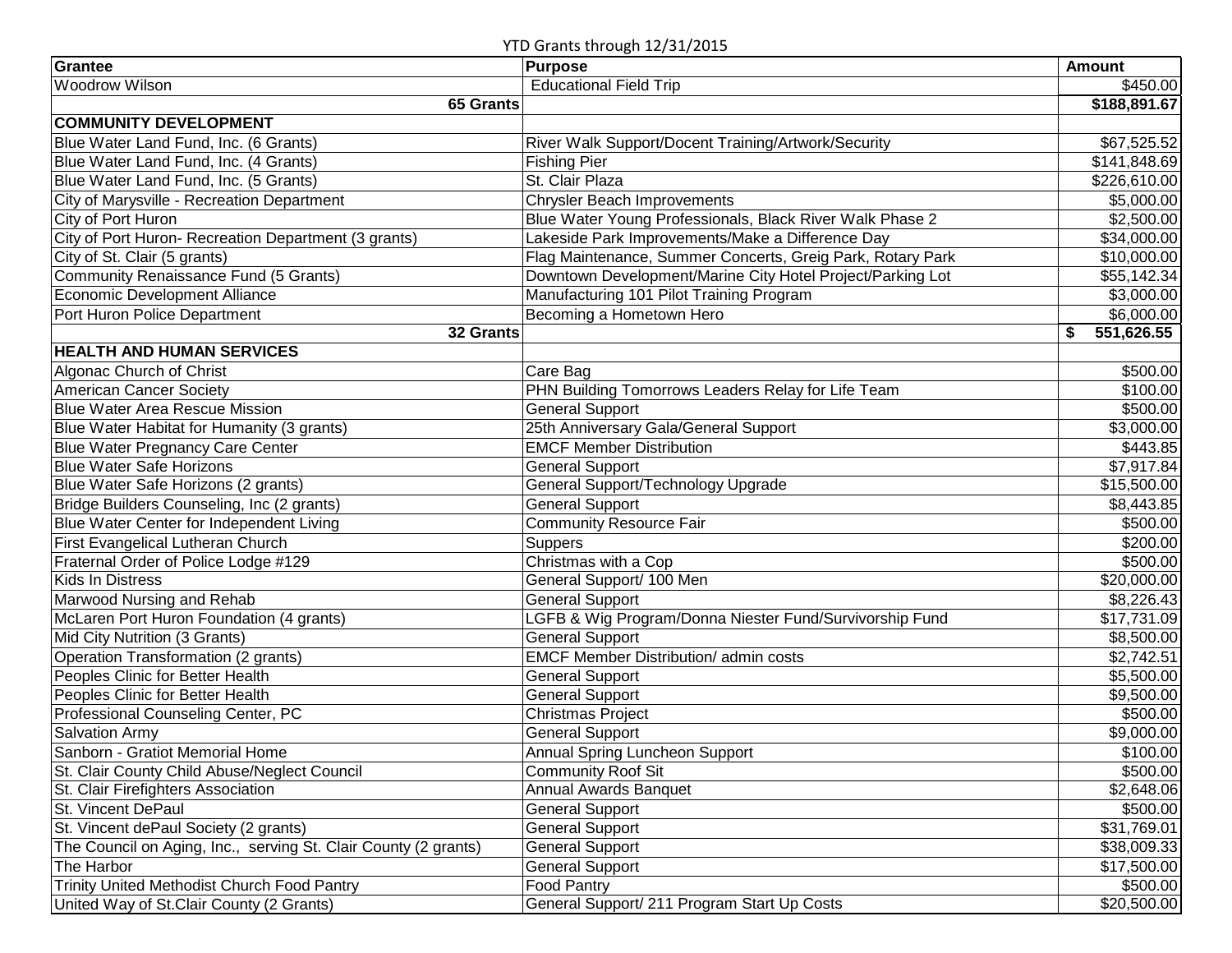YTD Grants through 12/31/2015

| Grantee | Purpose | Amount |
|---|---|---|
| Woodrow Wilson | Educational Field Trip | $450.00 |
| **65 Grants** | | **$188,891.67** |
| **COMMUNITY DEVELOPMENT** | | |
| Blue Water Land Fund, Inc. (6 Grants) | River Walk Support/Docent Training/Artwork/Security | $67,525.52 |
| Blue Water Land Fund, Inc. (4 Grants) | Fishing Pier | $141,848.69 |
| Blue Water Land Fund, Inc. (5 Grants) | St. Clair Plaza | $226,610.00 |
| City of Marysville - Recreation Department | Chrysler Beach Improvements | $5,000.00 |
| City of Port Huron | Blue Water Young Professionals, Black River Walk Phase 2 | $2,500.00 |
| City of Port Huron- Recreation Department (3 grants) | Lakeside Park Improvements/Make a Difference Day | $34,000.00 |
| City of St. Clair (5 grants) | Flag Maintenance, Summer Concerts, Greig Park, Rotary Park | $10,000.00 |
| Community Renaissance Fund (5 Grants) | Downtown Development/Marine City Hotel Project/Parking Lot | $55,142.34 |
| Economic Development Alliance | Manufacturing 101 Pilot Training Program | $3,000.00 |
| Port Huron Police Department | Becoming a Hometown Hero | $6,000.00 |
| **32 Grants** | | **$ 551,626.55** |
| **HEALTH AND HUMAN SERVICES** | | |
| Algonac Church of Christ | Care Bag | $500.00 |
| American Cancer Society | PHN Building Tomorrows Leaders Relay for Life Team | $100.00 |
| Blue Water Area Rescue Mission | General Support | $500.00 |
| Blue Water Habitat for Humanity (3 grants) | 25th Anniversary Gala/General Support | $3,000.00 |
| Blue Water Pregnancy Care Center | EMCF Member Distribution | $443.85 |
| Blue Water Safe Horizons | General Support | $7,917.84 |
| Blue Water Safe Horizons (2 grants) | General Support/Technology Upgrade | $15,500.00 |
| Bridge Builders Counseling, Inc (2 grants) | General Support | $8,443.85 |
| Blue Water Center for Independent Living | Community Resource Fair | $500.00 |
| First Evangelical Lutheran Church | Suppers | $200.00 |
| Fraternal Order of Police Lodge #129 | Christmas with a Cop | $500.00 |
| Kids In Distress | General Support/ 100 Men | $20,000.00 |
| Marwood Nursing and Rehab | General Support | $8,226.43 |
| McLaren Port Huron Foundation (4 grants) | LGFB & Wig Program/Donna Niester Fund/Survivorship Fund | $17,731.09 |
| Mid City Nutrition (3 Grants) | General Support | $8,500.00 |
| Operation Transformation (2 grants) | EMCF Member Distribution/ admin costs | $2,742.51 |
| Peoples Clinic for Better Health | General Support | $5,500.00 |
| Peoples Clinic for Better Health | General Support | $9,500.00 |
| Professional Counseling Center, PC | Christmas Project | $500.00 |
| Salvation Army | General Support | $9,000.00 |
| Sanborn - Gratiot Memorial Home | Annual Spring Luncheon Support | $100.00 |
| St. Clair County Child Abuse/Neglect Council | Community Roof Sit | $500.00 |
| St. Clair Firefighters Association | Annual Awards Banquet | $2,648.06 |
| St. Vincent DePaul | General Support | $500.00 |
| St. Vincent dePaul Society (2 grants) | General Support | $31,769.01 |
| The Council on Aging, Inc., serving St. Clair County (2 grants) | General Support | $38,009.33 |
| The Harbor | General Support | $17,500.00 |
| Trinity United Methodist Church Food Pantry | Food Pantry | $500.00 |
| United Way of St.Clair County (2 Grants) | General Support/ 211 Program Start Up Costs | $20,500.00 |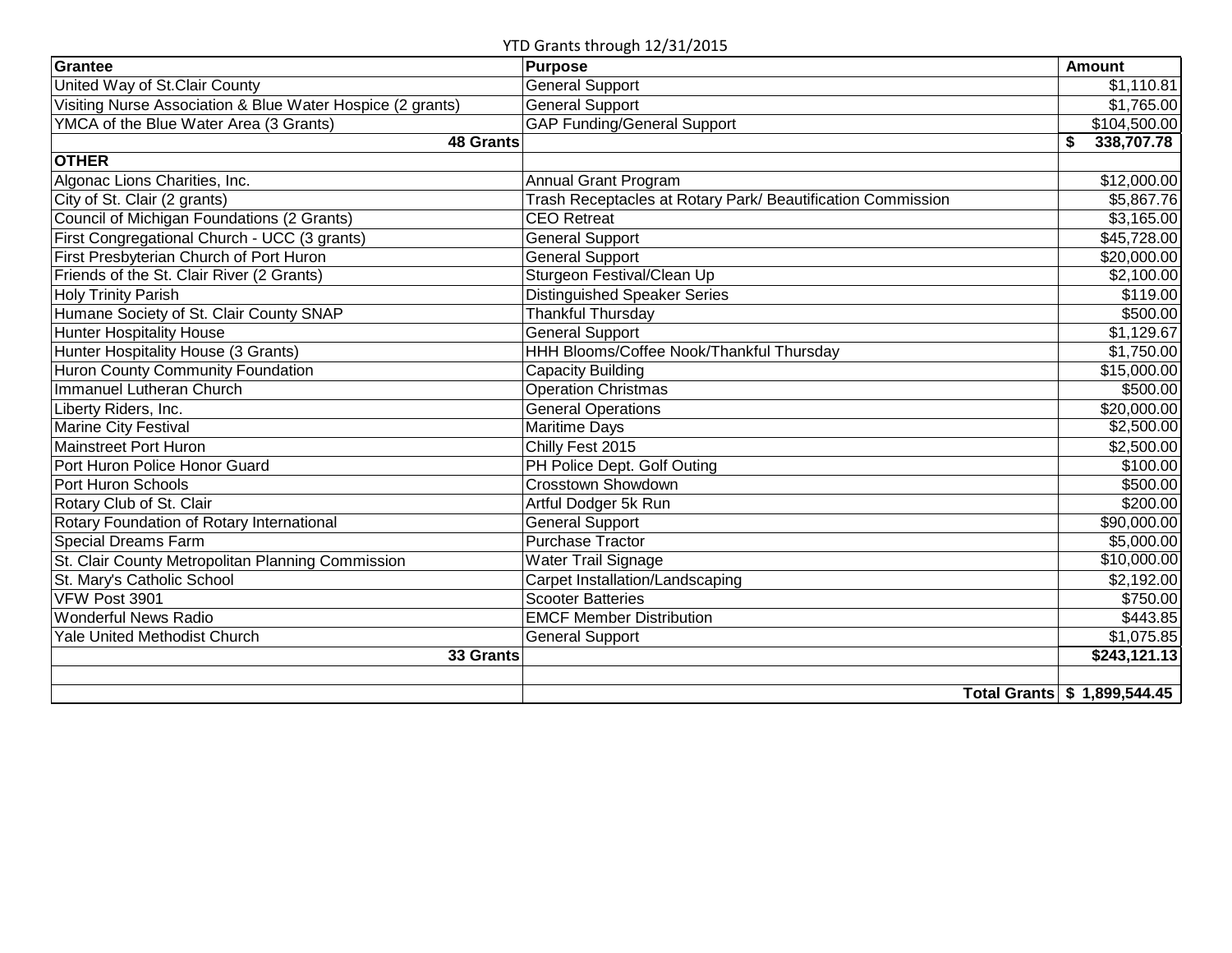YTD Grants through 12/31/2015

| Grantee | Purpose | Amount |
|---|---|---|
| United Way of St.Clair County | General Support | $1,110.81 |
| Visiting Nurse Association & Blue Water Hospice (2 grants) | General Support | $1,765.00 |
| YMCA of the Blue Water Area (3 Grants) | GAP Funding/General Support | $104,500.00 |
| **48 Grants** | | **$ 338,707.78** |
| **OTHER** | | |
| Algonac Lions Charities, Inc. | Annual Grant Program | $12,000.00 |
| City of St. Clair (2 grants) | Trash Receptacles at Rotary Park/ Beautification Commission | $5,867.76 |
| Council of Michigan Foundations (2 Grants) | CEO Retreat | $3,165.00 |
| First Congregational Church - UCC (3 grants) | General Support | $45,728.00 |
| First Presbyterian Church of Port Huron | General Support | $20,000.00 |
| Friends of the St. Clair River (2 Grants) | Sturgeon Festival/Clean Up | $2,100.00 |
| Holy Trinity Parish | Distinguished Speaker Series | $119.00 |
| Humane Society of St. Clair County SNAP | Thankful Thursday | $500.00 |
| Hunter Hospitality House | General Support | $1,129.67 |
| Hunter Hospitality House (3 Grants) | HHH Blooms/Coffee Nook/Thankful Thursday | $1,750.00 |
| Huron County Community Foundation | Capacity Building | $15,000.00 |
| Immanuel Lutheran Church | Operation Christmas | $500.00 |
| Liberty Riders, Inc. | General Operations | $20,000.00 |
| Marine City Festival | Maritime Days | $2,500.00 |
| Mainstreet Port Huron | Chilly Fest 2015 | $2,500.00 |
| Port Huron Police Honor Guard | PH Police Dept. Golf Outing | $100.00 |
| Port Huron Schools | Crosstown Showdown | $500.00 |
| Rotary Club of St. Clair | Artful Dodger 5k Run | $200.00 |
| Rotary Foundation of Rotary International | General Support | $90,000.00 |
| Special Dreams Farm | Purchase Tractor | $5,000.00 |
| St. Clair County Metropolitan Planning Commission | Water Trail Signage | $10,000.00 |
| St. Mary's Catholic School | Carpet Installation/Landscaping | $2,192.00 |
| VFW Post 3901 | Scooter Batteries | $750.00 |
| Wonderful News Radio | EMCF Member Distribution | $443.85 |
| Yale United Methodist Church | General Support | $1,075.85 |
| **33 Grants** | | **$243,121.13** |
| | | |
| | **Total Grants** | **$ 1,899,544.45** |